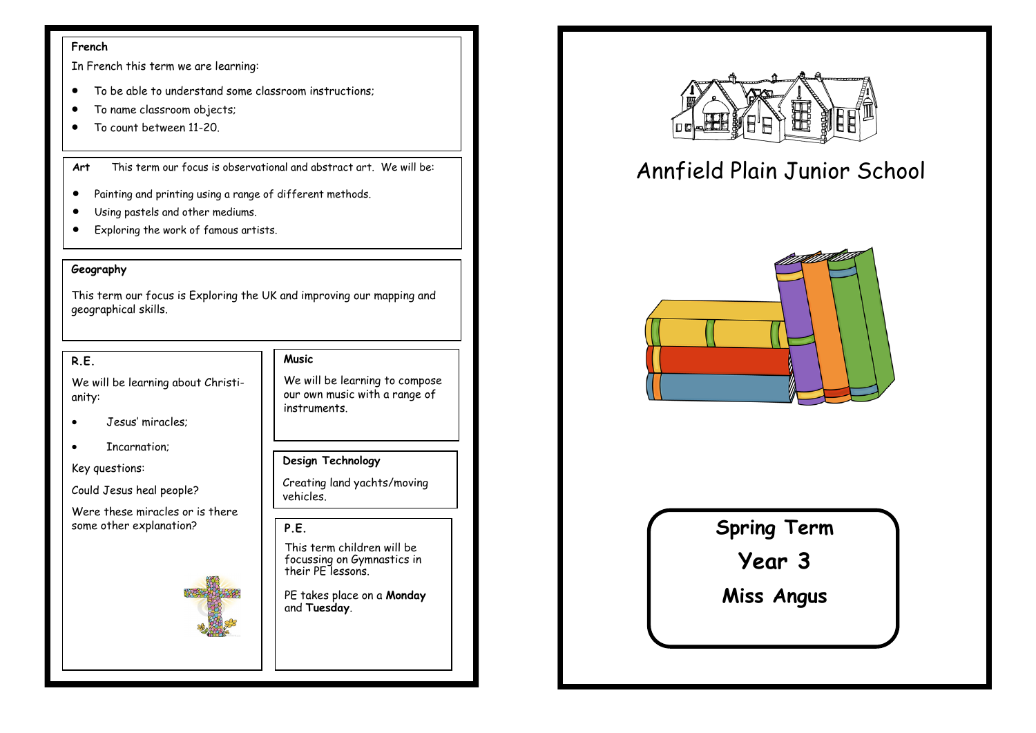# Annfield Plain Junior School

## Spring Term

## Year 3

## Miss Angus

### French

In French this term we are learning:

- To be able to understand some classroom instructions;
- To name classroom objects;
- To count between 11-20.

### Art

This term our focus is observational and abstract art. We will be:

- Painting and printing using a range of different methods.
- Using pastels and other mediums.
- Exploring the work of famous artists.

### Geography

This term our focus is Exploring the UK and improving our mapping and geographical skills.

### R.E.

We will be learning about Christianity:

- Jesus' miracles;
- Incarnation;

Key questions:

Could Jesus heal people?

Were these miracles or is there some other explanation?

### Music

We will be learning to compose our own music with a range of instruments.

### Design Technology

Creating land yachts/moving vehicles.

### P.E.

This term children will be focussing on Gymnastics in their PE lessons.

PE takes place on a **Monday** and **Tuesday**.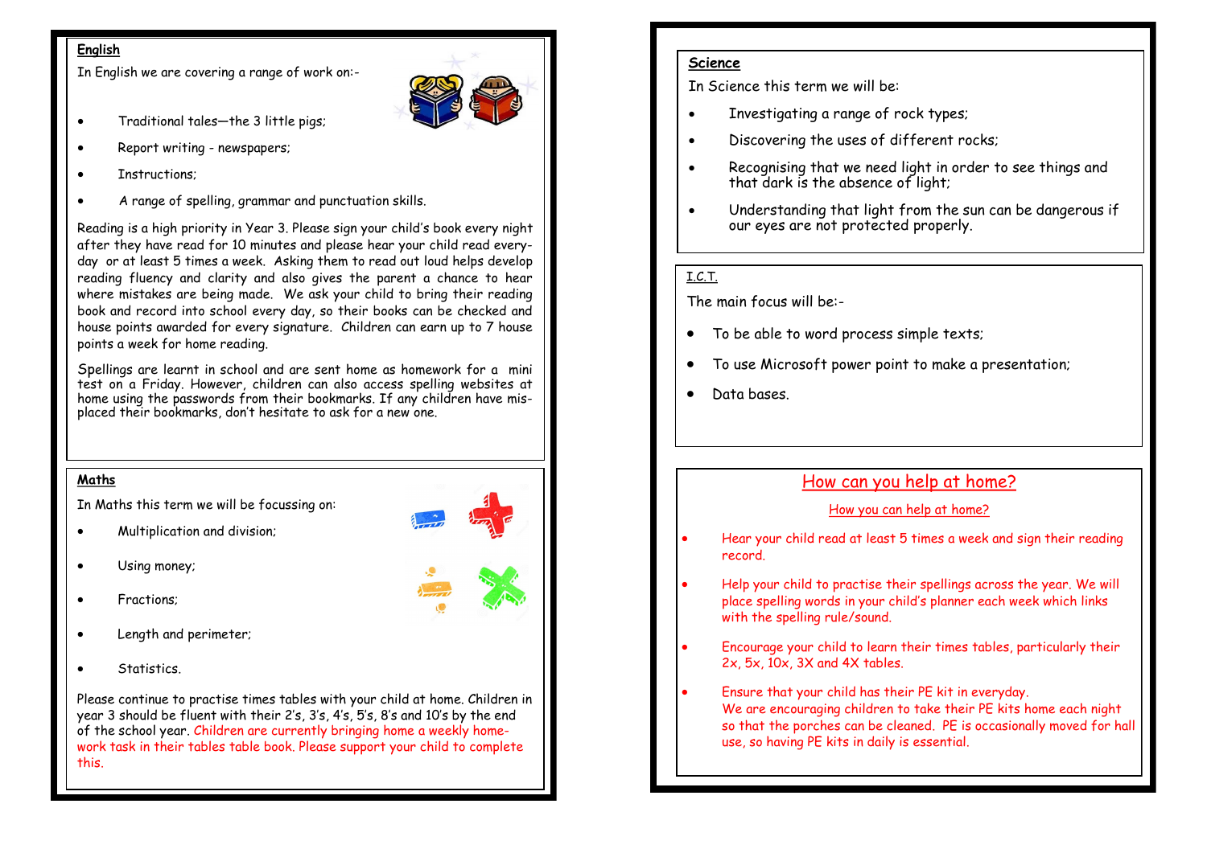## English

In English we are covering a range of work on:-

- Traditional tales—the 3 little pigs;
- Report writing - newspapers;
- Instructions;
- A range of spelling, grammar and punctuation skills.

Reading is a high priority in Year 3. Please sign your child's book every night after they have read for 10 minutes and please hear your child read every-day or at least 5 times a week. Asking them to read out loud helps develop reading fluency and clarity and also gives the parent a chance to hear where mistakes are being made. We ask your child to bring their reading book and record into school every day, so their books can be checked and house points awarded for every signature. Children can earn up to 7 house points a week for home reading.

Spellings are learnt in school and are sent home as homework for a mini test on a Friday. However, children can also access spelling websites at home using the passwords from their bookmarks. If any children have mis-placed their bookmarks, don't hesitate to ask for a new one.

## Maths

In Maths this term we will be focussing on:

- Multiplication and division;
- Using money;
- Fractions;
- Length and perimeter;
- Statistics.

Please continue to practise times tables with your child at home. Children in year 3 should be fluent with their 2's, 3's, 4's, 5's, 8's and 10's by the end of the school year. Children are currently bringing home a weekly home-work task in their tables table book. Please support your child to complete this.

## Science

In Science this term we will be:

- Investigating a range of rock types;
- Discovering the uses of different rocks;
- Recognising that we need light in order to see things and that dark is the absence of light;
- Understanding that light from the sun can be dangerous if our eyes are not protected properly.

## I.C.T.

The main focus will be:-

- To be able to word process simple texts;
- To use Microsoft power point to make a presentation;
- Data bases.

## How can you help at home?

How you can help at home?

- Hear your child read at least 5 times a week and sign their reading record.
- Help your child to practise their spellings across the year. We will place spelling words in your child's planner each week which links with the spelling rule/sound.
- Encourage your child to learn their times tables, particularly their 2x, 5x, 10x, 3X and 4X tables.
- Ensure that your child has their PE kit in everyday.
  We are encouraging children to take their PE kits home each night so that the porches can be cleaned. PE is occasionally moved for hall use, so having PE kits in daily is essential.